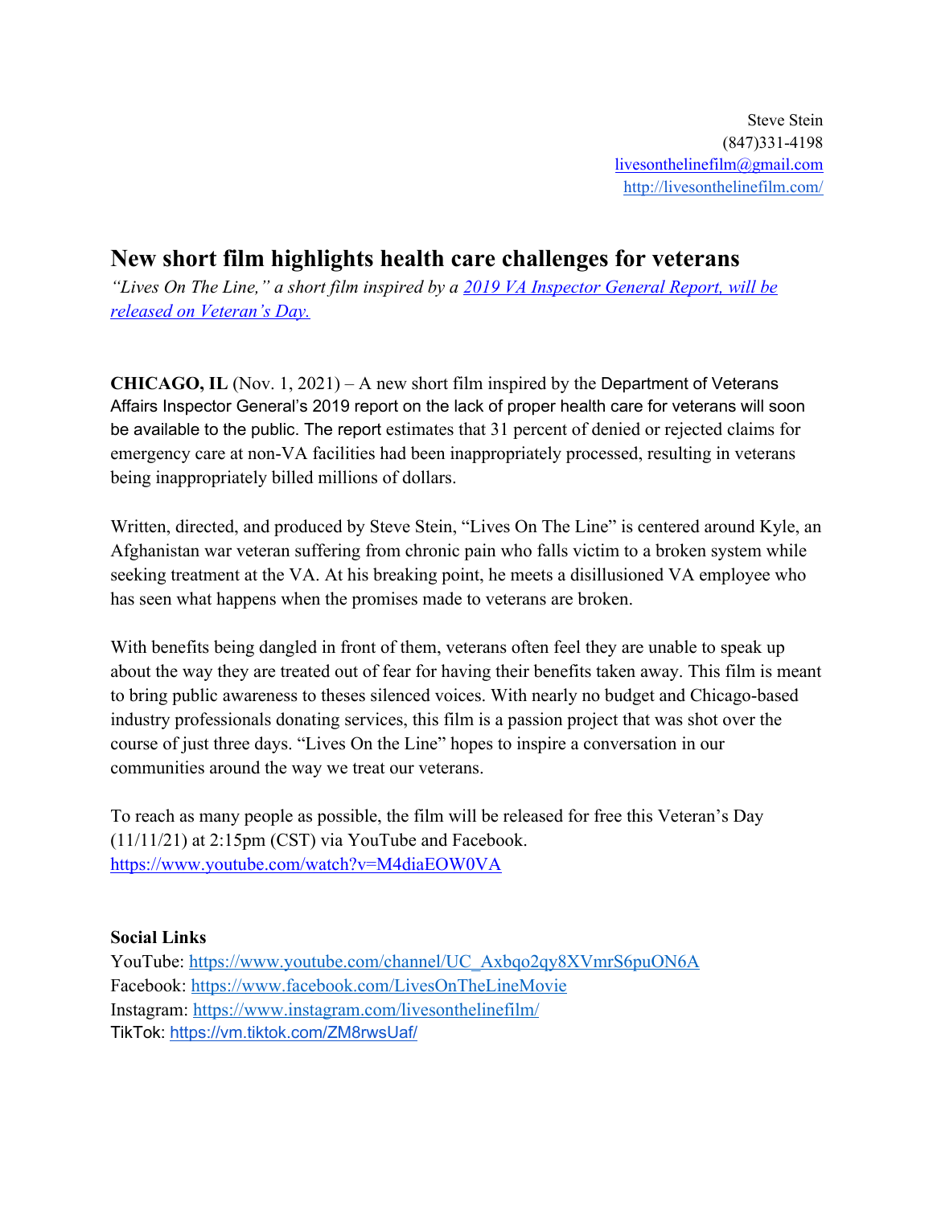Steve Stein
(847)331-4198
livesonthelinefilm@gmail.com
http://livesonthelinefilm.com/

# New short film highlights health care challenges for veterans

*"Lives On The Line," a short film inspired by a 2019 VA Inspector General Report, will be released on Veteran's Day.*

**CHICAGO, IL** (Nov. 1, 2021) – A new short film inspired by the Department of Veterans Affairs Inspector General's 2019 report on the lack of proper health care for veterans will soon be available to the public. The report estimates that 31 percent of denied or rejected claims for emergency care at non-VA facilities had been inappropriately processed, resulting in veterans being inappropriately billed millions of dollars.

Written, directed, and produced by Steve Stein, "Lives On The Line" is centered around Kyle, an Afghanistan war veteran suffering from chronic pain who falls victim to a broken system while seeking treatment at the VA. At his breaking point, he meets a disillusioned VA employee who has seen what happens when the promises made to veterans are broken.

With benefits being dangled in front of them, veterans often feel they are unable to speak up about the way they are treated out of fear for having their benefits taken away. This film is meant to bring public awareness to theses silenced voices. With nearly no budget and Chicago-based industry professionals donating services, this film is a passion project that was shot over the course of just three days. "Lives On the Line" hopes to inspire a conversation in our communities around the way we treat our veterans.

To reach as many people as possible, the film will be released for free this Veteran's Day (11/11/21) at 2:15pm (CST) via YouTube and Facebook.
https://www.youtube.com/watch?v=M4diaEOW0VA

**Social Links**

YouTube: https://www.youtube.com/channel/UC_Axbqo2qy8XVmrS6puON6A
Facebook: https://www.facebook.com/LivesOnTheLineMovie
Instagram: https://www.instagram.com/livesonthelinefilm/
TikTok: https://vm.tiktok.com/ZM8rwsUaf/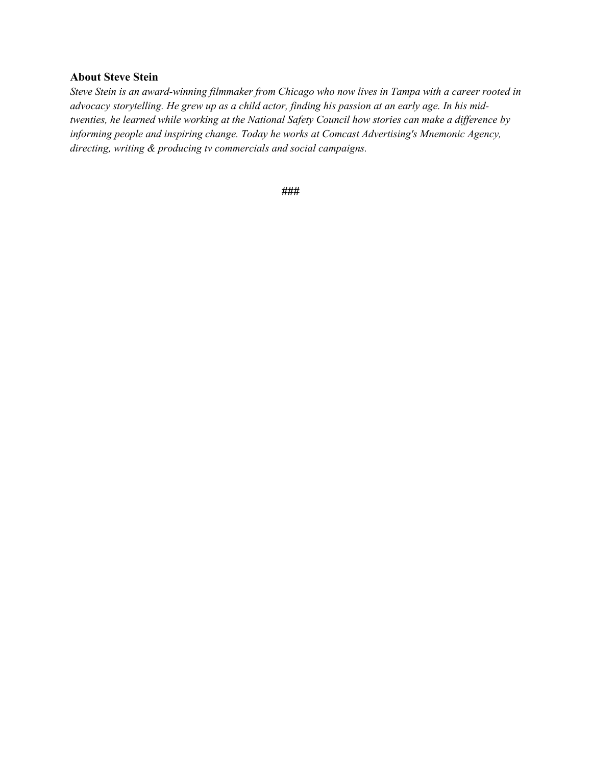**About Steve Stein**

*Steve Stein is an award-winning filmmaker from Chicago who now lives in Tampa with a career rooted in advocacy storytelling. He grew up as a child actor, finding his passion at an early age. In his mid-twenties, he learned while working at the National Safety Council how stories can make a difference by informing people and inspiring change. Today he works at Comcast Advertising's Mnemonic Agency, directing, writing & producing tv commercials and social campaigns.*

###